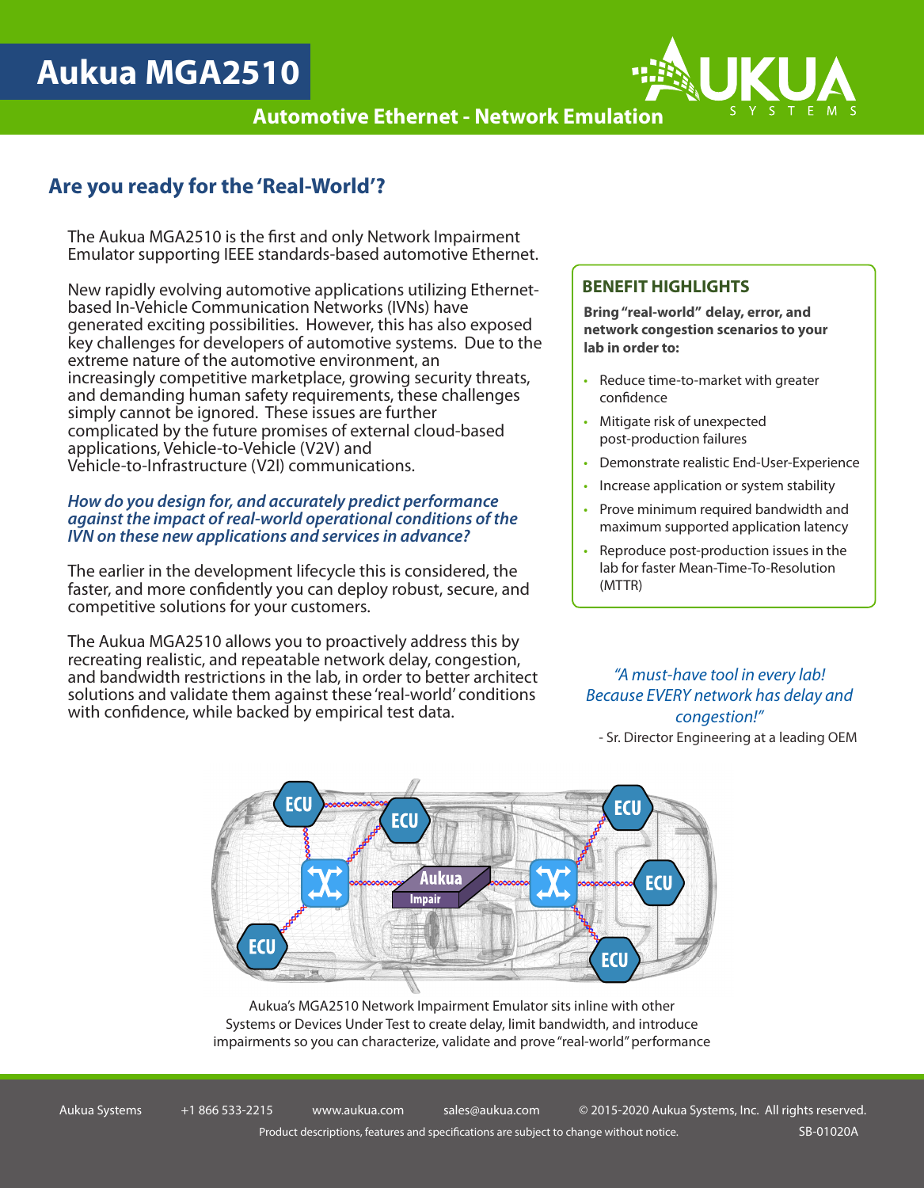# Aukua MGA2510

**Automotive Ethernet - Network Emulation**

## Are you ready for the 'Real-World'?

The Aukua MGA2510 is the first and only Network Impairment Emulator supporting IEEE standards-based automotive Ethernet.

New rapidly evolving automotive applications utilizing Ethernet-based In-Vehicle Communication Networks (IVNs) have generated exciting possibilities. However, this has also exposed key challenges for developers of automotive systems. Due to the extreme nature of the automotive environment, an increasingly competitive marketplace, growing security threats, and demanding human safety requirements, these challenges simply cannot be ignored. These issues are further complicated by the future promises of external cloud-based applications, Vehicle-to-Vehicle (V2V) and Vehicle-to-Infrastructure (V2I) communications.

***How do you design for, and accurately predict performance against the impact of real-world operational conditions of the IVN on these new applications and services in advance?***

The earlier in the development lifecycle this is considered, the faster, and more confidently you can deploy robust, secure, and competitive solutions for your customers.

The Aukua MGA2510 allows you to proactively address this by recreating realistic, and repeatable network delay, congestion, and bandwidth restrictions in the lab, in order to better architect solutions and validate them against these 'real-world' conditions with confidence, while backed by empirical test data.

### BENEFIT HIGHLIGHTS

**Bring "real-world" delay, error, and network congestion scenarios to your lab in order to:**

- Reduce time-to-market with greater confidence
- Mitigate risk of unexpected post-production failures
- Demonstrate realistic End-User-Experience
- Increase application or system stability
- Prove minimum required bandwidth and maximum supported application latency
- Reproduce post-production issues in the lab for faster Mean-Time-To-Resolution (MTTR)

*"A must-have tool in every lab! Because EVERY network has delay and congestion!"*

\- Sr. Director Engineering at a leading OEM

Aukua's MGA2510 Network Impairment Emulator sits inline with other Systems or Devices Under Test to create delay, limit bandwidth, and introduce impairments so you can characterize, validate and prove "real-world" performance

Aukua Systems | +1 866 533-2215 | www.aukua.com | sales@aukua.com | © 2015-2020 Aukua Systems, Inc. All rights reserved.

Product descriptions, features and specifications are subject to change without notice. SB-01020A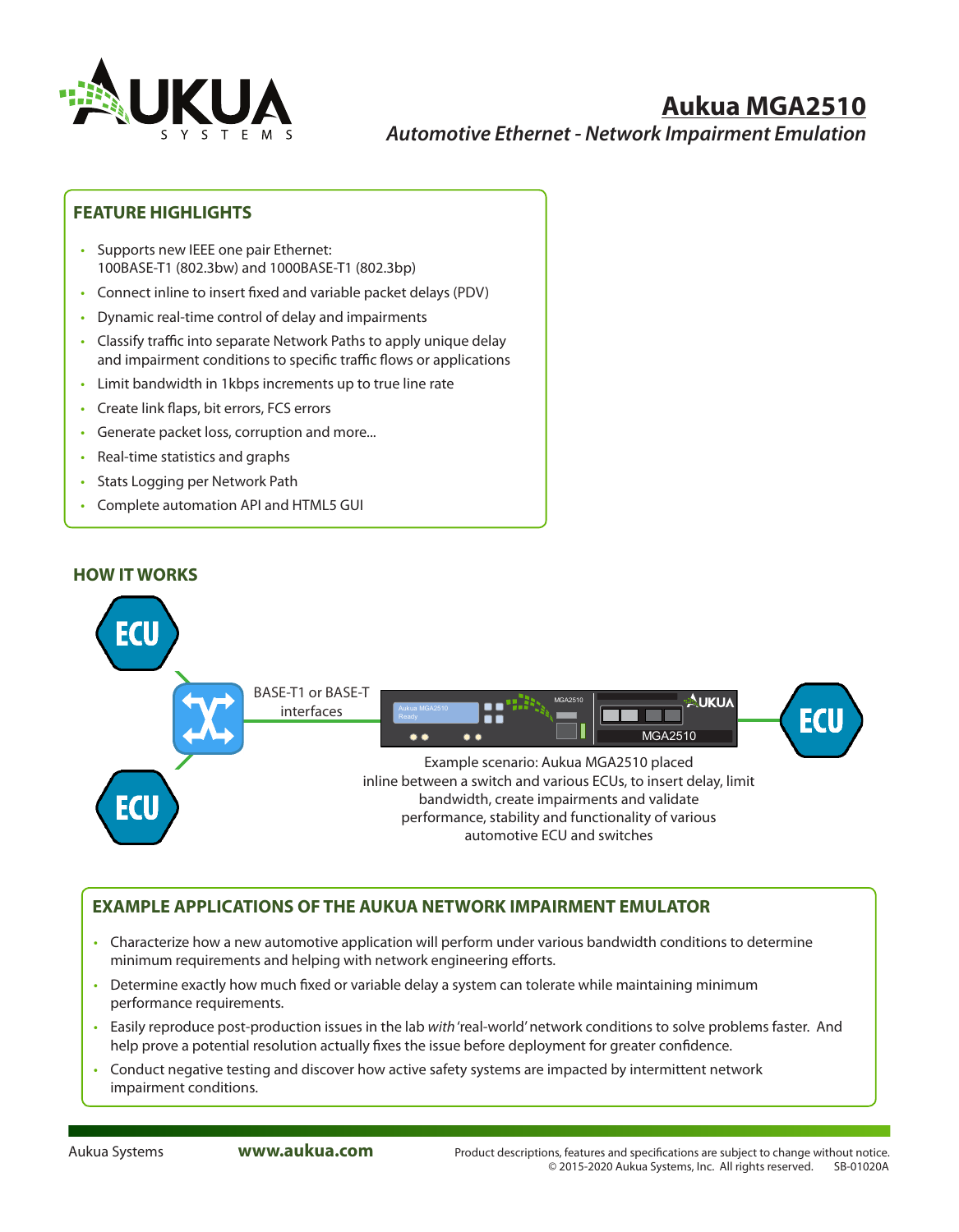# Aukua MGA2510

*Automotive Ethernet - Network Impairment Emulation*

## FEATURE HIGHLIGHTS

- Supports new IEEE one pair Ethernet: 100BASE-T1 (802.3bw) and 1000BASE-T1 (802.3bp)
- Connect inline to insert fixed and variable packet delays (PDV)
- Dynamic real-time control of delay and impairments
- Classify traffic into separate Network Paths to apply unique delay and impairment conditions to specific traffic flows or applications
- Limit bandwidth in 1kbps increments up to true line rate
- Create link flaps, bit errors, FCS errors
- Generate packet loss, corruption and more...
- Real-time statistics and graphs
- Stats Logging per Network Path
- Complete automation API and HTML5 GUI

## HOW IT WORKS

ECU

ECU

BASE-T1 or BASE-T interfaces

MGA2510

ECU

Example scenario: Aukua MGA2510 placed inline between a switch and various ECUs, to insert delay, limit bandwidth, create impairments and validate performance, stability and functionality of various automotive ECU and switches

## EXAMPLE APPLICATIONS OF THE AUKUA NETWORK IMPAIRMENT EMULATOR

- Characterize how a new automotive application will perform under various bandwidth conditions to determine minimum requirements and helping with network engineering efforts.
- Determine exactly how much fixed or variable delay a system can tolerate while maintaining minimum performance requirements.
- Easily reproduce post-production issues in the lab *with* 'real-world' network conditions to solve problems faster. And help prove a potential resolution actually fixes the issue before deployment for greater confidence.
- Conduct negative testing and discover how active safety systems are impacted by intermittent network impairment conditions.

Aukua Systems **www.aukua.com** Product descriptions, features and specifications are subject to change without notice. © 2015-2020 Aukua Systems, Inc. All rights reserved. SB-01020A